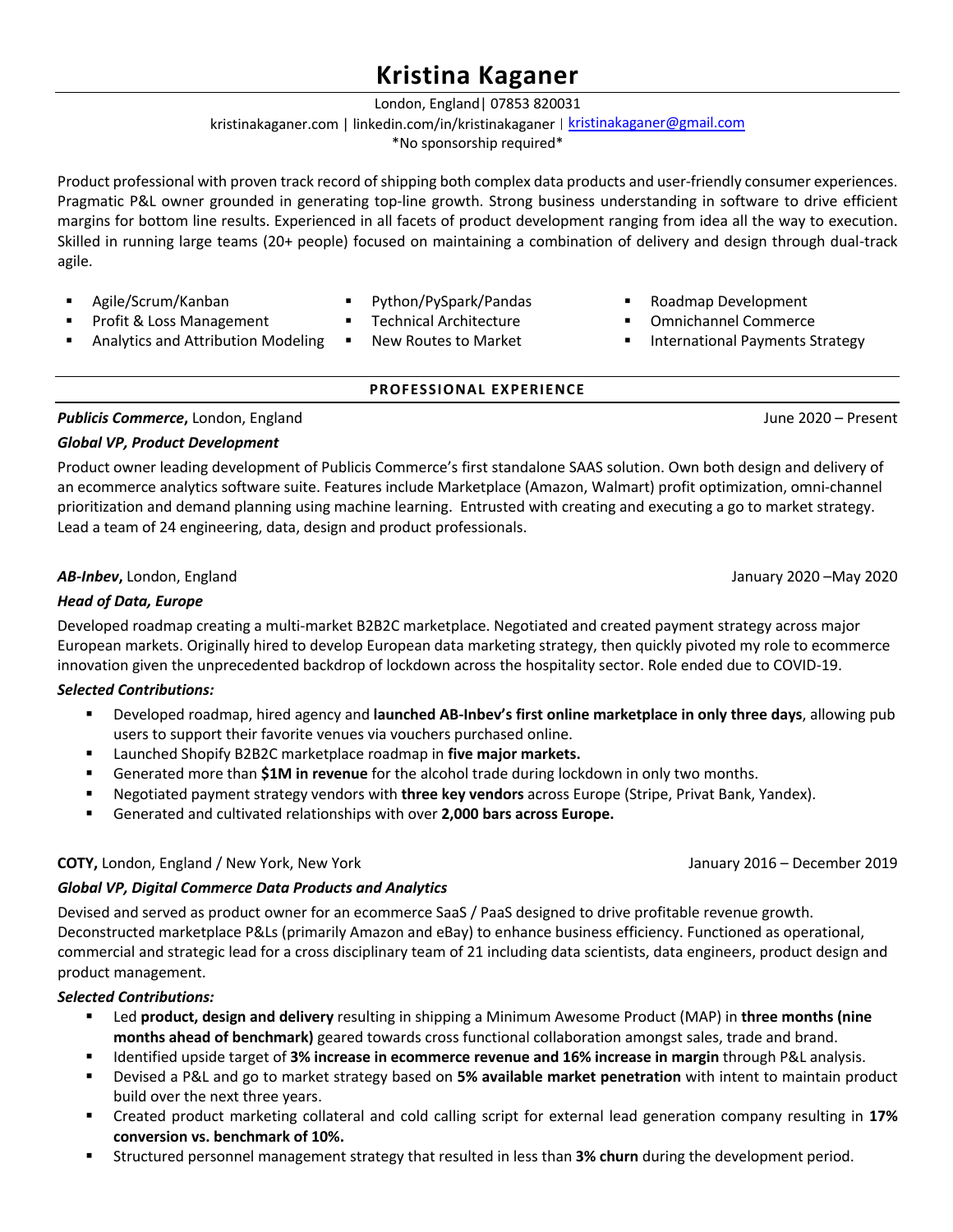# Kristina Kaganer

London, England| 07853 820031

kristinakaganer.com | linkedin.com/in/kristinakaganer | kristinakaganer@gmail.com

*No sponsorship required*

Product professional with proven track record of shipping both complex data products and user-friendly consumer experiences. Pragmatic P&L owner grounded in generating top-line growth. Strong business understanding in software to drive efficient margins for bottom line results. Experienced in all facets of product development ranging from idea all the way to execution. Skilled in running large teams (20+ people) focused on maintaining a combination of delivery and design through dual-track agile.

- Agile/Scrum/Kanban
- Profit & Loss Management
- Analytics and Attribution Modeling
- Python/PySpark/Pandas
- Technical Architecture
- New Routes to Market
- Roadmap Development
- Omnichannel Commerce
- International Payments Strategy

## PROFESSIONAL EXPERIENCE

***Publicis Commerce*****,** London, England — June 2020 – Present

***Global VP, Product Development***

Product owner leading development of Publicis Commerce's first standalone SAAS solution. Own both design and delivery of an ecommerce analytics software suite. Features include Marketplace (Amazon, Walmart) profit optimization, omni-channel prioritization and demand planning using machine learning. Entrusted with creating and executing a go to market strategy. Lead a team of 24 engineering, data, design and product professionals.

***AB-Inbev*****,** London, England — January 2020 –May 2020

***Head of Data, Europe***

Developed roadmap creating a multi-market B2B2C marketplace. Negotiated and created payment strategy across major European markets. Originally hired to develop European data marketing strategy, then quickly pivoted my role to ecommerce innovation given the unprecedented backdrop of lockdown across the hospitality sector. Role ended due to COVID-19.

***Selected Contributions:***

- Developed roadmap, hired agency and **launched AB-Inbev's first online marketplace in only three days**, allowing pub users to support their favorite venues via vouchers purchased online.
- Launched Shopify B2B2C marketplace roadmap in **five major markets.**
- Generated more than **$1M in revenue** for the alcohol trade during lockdown in only two months.
- Negotiated payment strategy vendors with **three key vendors** across Europe (Stripe, Privat Bank, Yandex).
- Generated and cultivated relationships with over **2,000 bars across Europe.**

**COTY,** London, England / New York, New York — January 2016 – December 2019

***Global VP, Digital Commerce Data Products and Analytics***

Devised and served as product owner for an ecommerce SaaS / PaaS designed to drive profitable revenue growth. Deconstructed marketplace P&Ls (primarily Amazon and eBay) to enhance business efficiency. Functioned as operational, commercial and strategic lead for a cross disciplinary team of 21 including data scientists, data engineers, product design and product management.

***Selected Contributions:***

- Led **product, design and delivery** resulting in shipping a Minimum Awesome Product (MAP) in **three months (nine months ahead of benchmark)** geared towards cross functional collaboration amongst sales, trade and brand.
- Identified upside target of **3% increase in ecommerce revenue and 16% increase in margin** through P&L analysis.
- Devised a P&L and go to market strategy based on **5% available market penetration** with intent to maintain product build over the next three years.
- Created product marketing collateral and cold calling script for external lead generation company resulting in **17% conversion vs. benchmark of 10%.**
- Structured personnel management strategy that resulted in less than **3% churn** during the development period.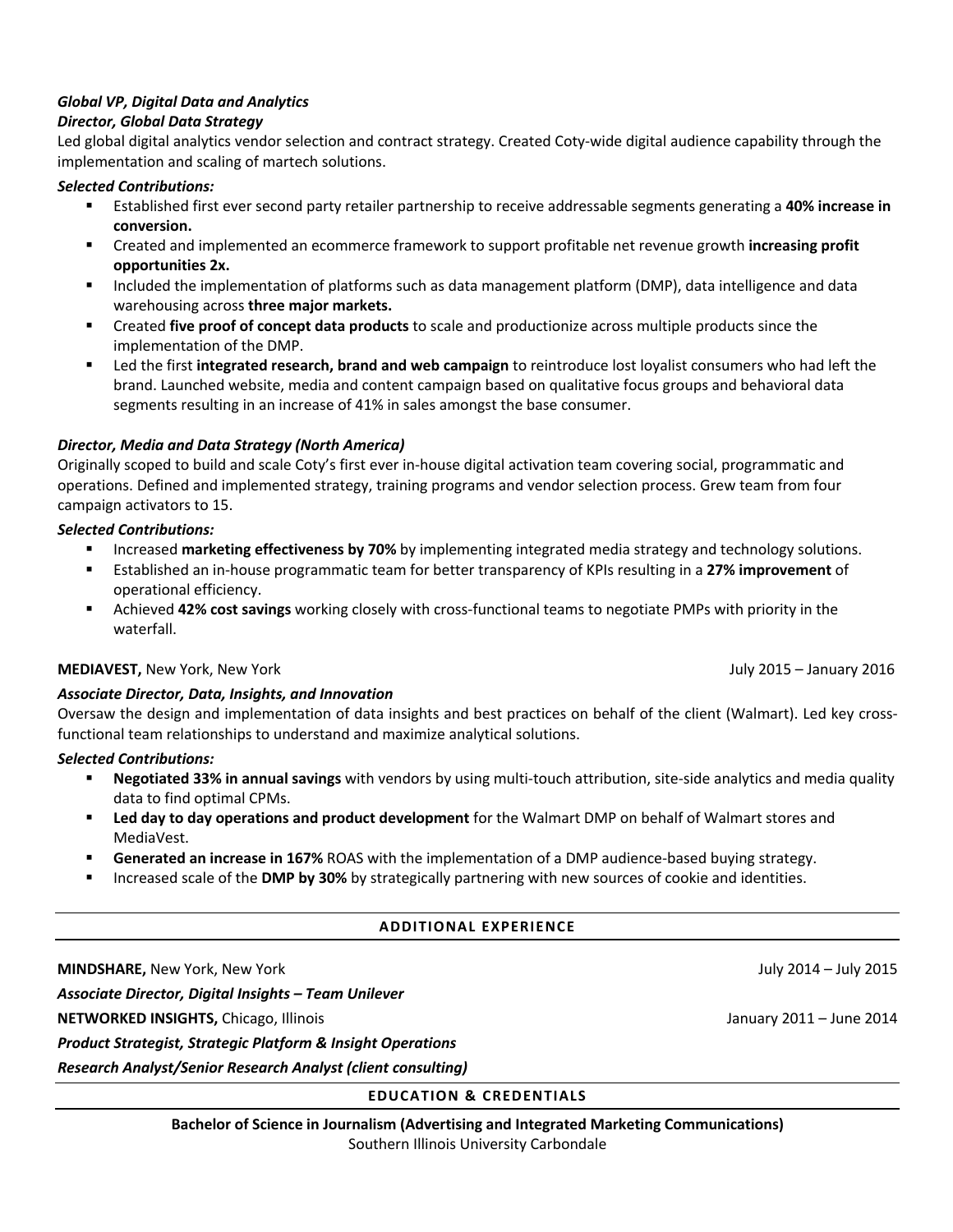***Global VP, Digital Data and Analytics***
***Director, Global Data Strategy***

Led global digital analytics vendor selection and contract strategy. Created Coty-wide digital audience capability through the implementation and scaling of martech solutions.

***Selected Contributions:***

- Established first ever second party retailer partnership to receive addressable segments generating a **40% increase in conversion.**
- Created and implemented an ecommerce framework to support profitable net revenue growth **increasing profit opportunities 2x.**
- Included the implementation of platforms such as data management platform (DMP), data intelligence and data warehousing across **three major markets.**
- Created **five proof of concept data products** to scale and productionize across multiple products since the implementation of the DMP.
- Led the first **integrated research, brand and web campaign** to reintroduce lost loyalist consumers who had left the brand. Launched website, media and content campaign based on qualitative focus groups and behavioral data segments resulting in an increase of 41% in sales amongst the base consumer.

***Director, Media and Data Strategy (North America)***

Originally scoped to build and scale Coty's first ever in-house digital activation team covering social, programmatic and operations. Defined and implemented strategy, training programs and vendor selection process. Grew team from four campaign activators to 15.

***Selected Contributions:***

- Increased **marketing effectiveness by 70%** by implementing integrated media strategy and technology solutions.
- Established an in-house programmatic team for better transparency of KPIs resulting in a **27% improvement** of operational efficiency.
- Achieved **42% cost savings** working closely with cross-functional teams to negotiate PMPs with priority in the waterfall.

**MEDIAVEST,** New York, New York — July 2015 – January 2016

***Associate Director, Data, Insights, and Innovation***

Oversaw the design and implementation of data insights and best practices on behalf of the client (Walmart). Led key cross-functional team relationships to understand and maximize analytical solutions.

***Selected Contributions:***

- **Negotiated 33% in annual savings** with vendors by using multi-touch attribution, site-side analytics and media quality data to find optimal CPMs.
- **Led day to day operations and product development** for the Walmart DMP on behalf of Walmart stores and MediaVest.
- **Generated an increase in 167%** ROAS with the implementation of a DMP audience-based buying strategy.
- Increased scale of the **DMP by 30%** by strategically partnering with new sources of cookie and identities.

## ADDITIONAL EXPERIENCE

**MINDSHARE,** New York, New York — July 2014 – July 2015

***Associate Director, Digital Insights – Team Unilever***

**NETWORKED INSIGHTS,** Chicago, Illinois — January 2011 – June 2014

***Product Strategist, Strategic Platform & Insight Operations***

***Research Analyst/Senior Research Analyst (client consulting)***

## EDUCATION & CREDENTIALS

**Bachelor of Science in Journalism (Advertising and Integrated Marketing Communications)**
Southern Illinois University Carbondale